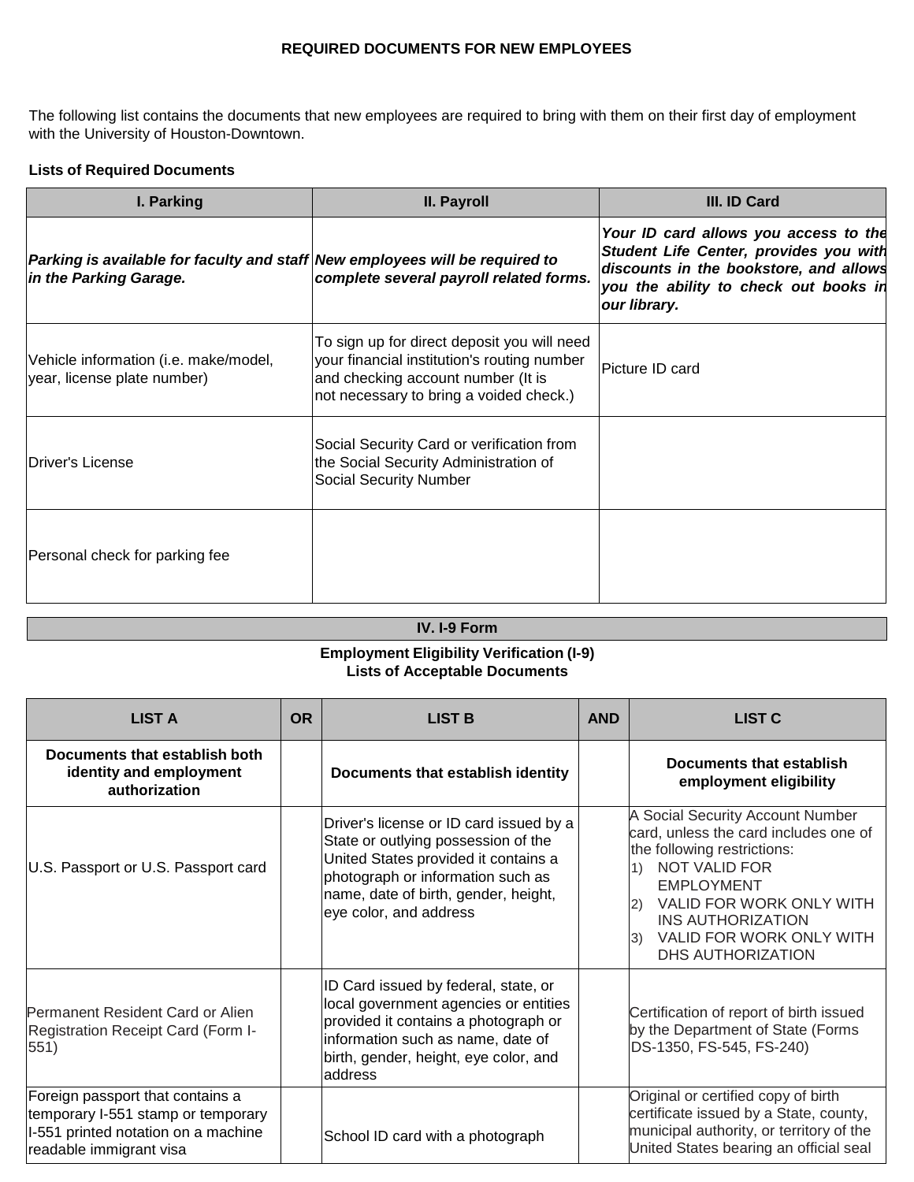# REQUIRED DOCUMENTS FOR NEW EMPLOYEES

The following list contains the documents that new employees are required to bring with them on their first day of employment with the University of Houston-Downtown.

**Lists of Required Documents**

| I. Parking | II. Payroll | III. ID Card |
|---|---|---|
| ***Parking is available for faculty and staff in the Parking Garage.*** | ***New employees will be required to complete several payroll related forms.*** | ***Your ID card allows you access to the Student Life Center, provides you with discounts in the bookstore, and allows you the ability to check out books in our library.*** |
| Vehicle information (i.e. make/model, year, license plate number) | To sign up for direct deposit you will need your financial institution's routing number and checking account number (It is not necessary to bring a voided check.) | Picture ID card |
| Driver's License | Social Security Card or verification from the Social Security Administration of Social Security Number | |
| Personal check for parking fee | | |

## IV. I-9 Form

**Employment Eligibility Verification (I-9)**
**Lists of Acceptable Documents**

| LIST A | OR | LIST B | AND | LIST C |
|---|---|---|---|---|
| **Documents that establish both identity and employment authorization** | | **Documents that establish identity** | | **Documents that establish employment eligibility** |
| U.S. Passport or U.S. Passport card | | Driver's license or ID card issued by a State or outlying possession of the United States provided it contains a photograph or information such as name, date of birth, gender, height, eye color, and address | | A Social Security Account Number card, unless the card includes one of the following restrictions: 1) NOT VALID FOR EMPLOYMENT 2) VALID FOR WORK ONLY WITH INS AUTHORIZATION 3) VALID FOR WORK ONLY WITH DHS AUTHORIZATION |
| Permanent Resident Card or Alien Registration Receipt Card (Form I-551) | | ID Card issued by federal, state, or local government agencies or entities provided it contains a photograph or information such as name, date of birth, gender, height, eye color, and address | | Certification of report of birth issued by the Department of State (Forms DS-1350, FS-545, FS-240) |
| Foreign passport that contains a temporary I-551 stamp or temporary I-551 printed notation on a machine readable immigrant visa | | School ID card with a photograph | | Original or certified copy of birth certificate issued by a State, county, municipal authority, or territory of the United States bearing an official seal |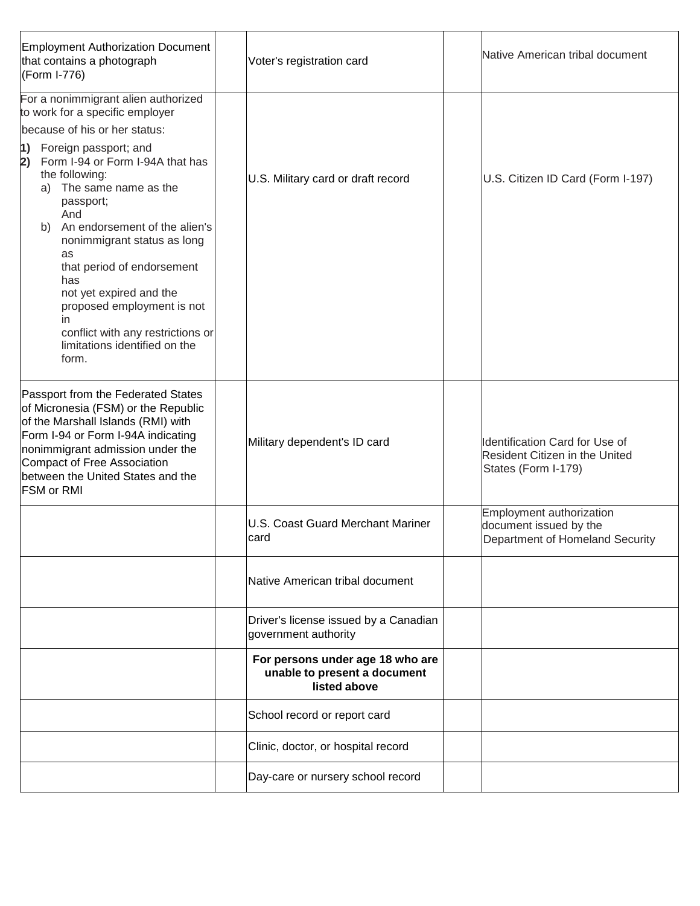| | | | | |
|---|---|---|---|---|
| Employment Authorization Document that contains a photograph (Form I-776) | | Voter's registration card | | Native American tribal document |
| For a nonimmigrant alien authorized to work for a specific employer because of his or her status:<br>**1)** Foreign passport; and<br>**2)** Form I-94 or Form I-94A that has the following:<br>a) The same name as the passport; And<br>b) An endorsement of the alien's nonimmigrant status as long as that period of endorsement has not yet expired and the proposed employment is not in conflict with any restrictions or limitations identified on the form. | | U.S. Military card or draft record | | U.S. Citizen ID Card (Form I-197) |
| Passport from the Federated States of Micronesia (FSM) or the Republic of the Marshall Islands (RMI) with Form I-94 or Form I-94A indicating nonimmigrant admission under the Compact of Free Association between the United States and the FSM or RMI | | Military dependent's ID card | | Identification Card for Use of Resident Citizen in the United States (Form I-179) |
| | | U.S. Coast Guard Merchant Mariner card | | Employment authorization document issued by the Department of Homeland Security |
| | | Native American tribal document | | |
| | | Driver's license issued by a Canadian government authority | | |
| | | **For persons under age 18 who are unable to present a document listed above** | | |
| | | School record or report card | | |
| | | Clinic, doctor, or hospital record | | |
| | | Day-care or nursery school record | | |